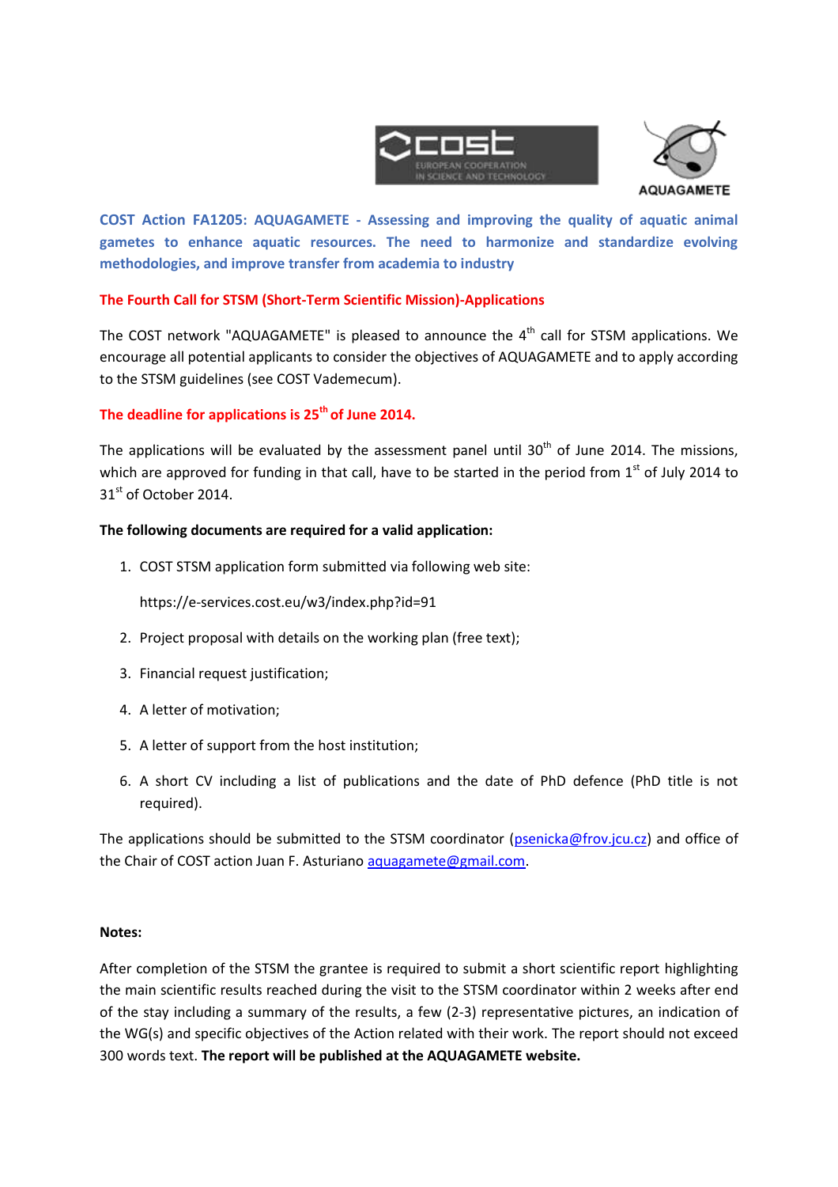**COST Action FA1205: AQUAGAMETE - Assessing and improving the quality of aquatic animal gametes to enhance aquatic resources. The need to harmonize and standardize evolving methodologies, and improve transfer from academia to industry**

**The Fourth Call for STSM (Short-Term Scientific Mission)-Applications**

The COST network "AQUAGAMETE" is pleased to announce the 4th call for STSM applications. We encourage all potential applicants to consider the objectives of AQUAGAMETE and to apply according to the STSM guidelines (see COST Vademecum).

**The deadline for applications is 25th of June 2014.**

The applications will be evaluated by the assessment panel until 30th of June 2014. The missions, which are approved for funding in that call, have to be started in the period from 1st of July 2014 to 31st of October 2014.

**The following documents are required for a valid application:**

1. COST STSM application form submitted via following web site:

   https://e-services.cost.eu/w3/index.php?id=91

2. Project proposal with details on the working plan (free text);
3. Financial request justification;
4. A letter of motivation;
5. A letter of support from the host institution;
6. A short CV including a list of publications and the date of PhD defence (PhD title is not required).

The applications should be submitted to the STSM coordinator (psenicka@frov.jcu.cz) and office of the Chair of COST action Juan F. Asturiano aquagamete@gmail.com.

**Notes:**

After completion of the STSM the grantee is required to submit a short scientific report highlighting the main scientific results reached during the visit to the STSM coordinator within 2 weeks after end of the stay including a summary of the results, a few (2-3) representative pictures, an indication of the WG(s) and specific objectives of the Action related with their work. The report should not exceed 300 words text. **The report will be published at the AQUAGAMETE website.**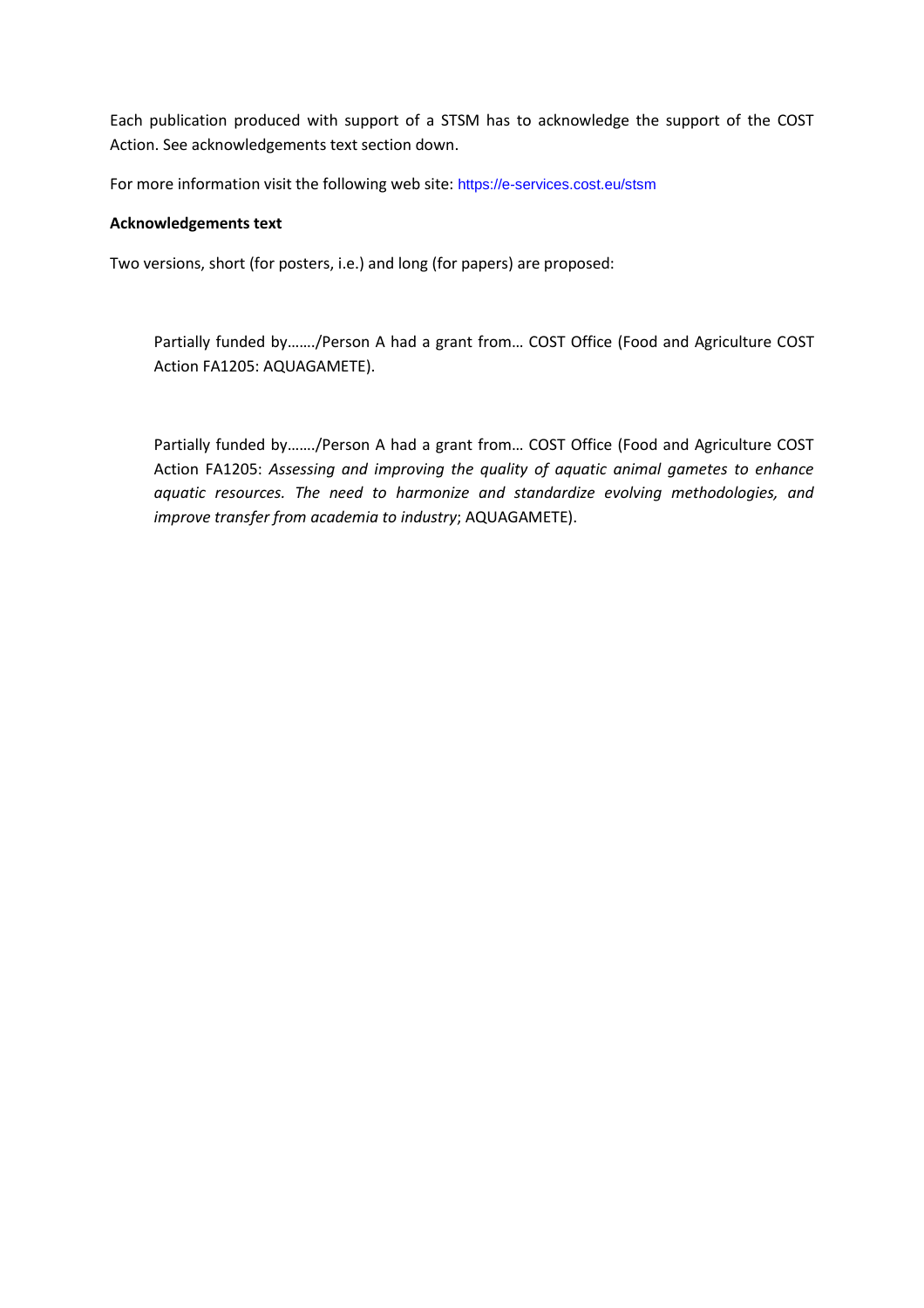Each publication produced with support of a STSM has to acknowledge the support of the COST Action. See acknowledgements text section down.

For more information visit the following web site: https://e-services.cost.eu/stsm

**Acknowledgements text**

Two versions, short (for posters, i.e.) and long (for papers) are proposed:

> Partially funded by……./Person A had a grant from… COST Office (Food and Agriculture COST Action FA1205: AQUAGAMETE).

> Partially funded by……./Person A had a grant from… COST Office (Food and Agriculture COST Action FA1205: *Assessing and improving the quality of aquatic animal gametes to enhance aquatic resources. The need to harmonize and standardize evolving methodologies, and improve transfer from academia to industry*; AQUAGAMETE).